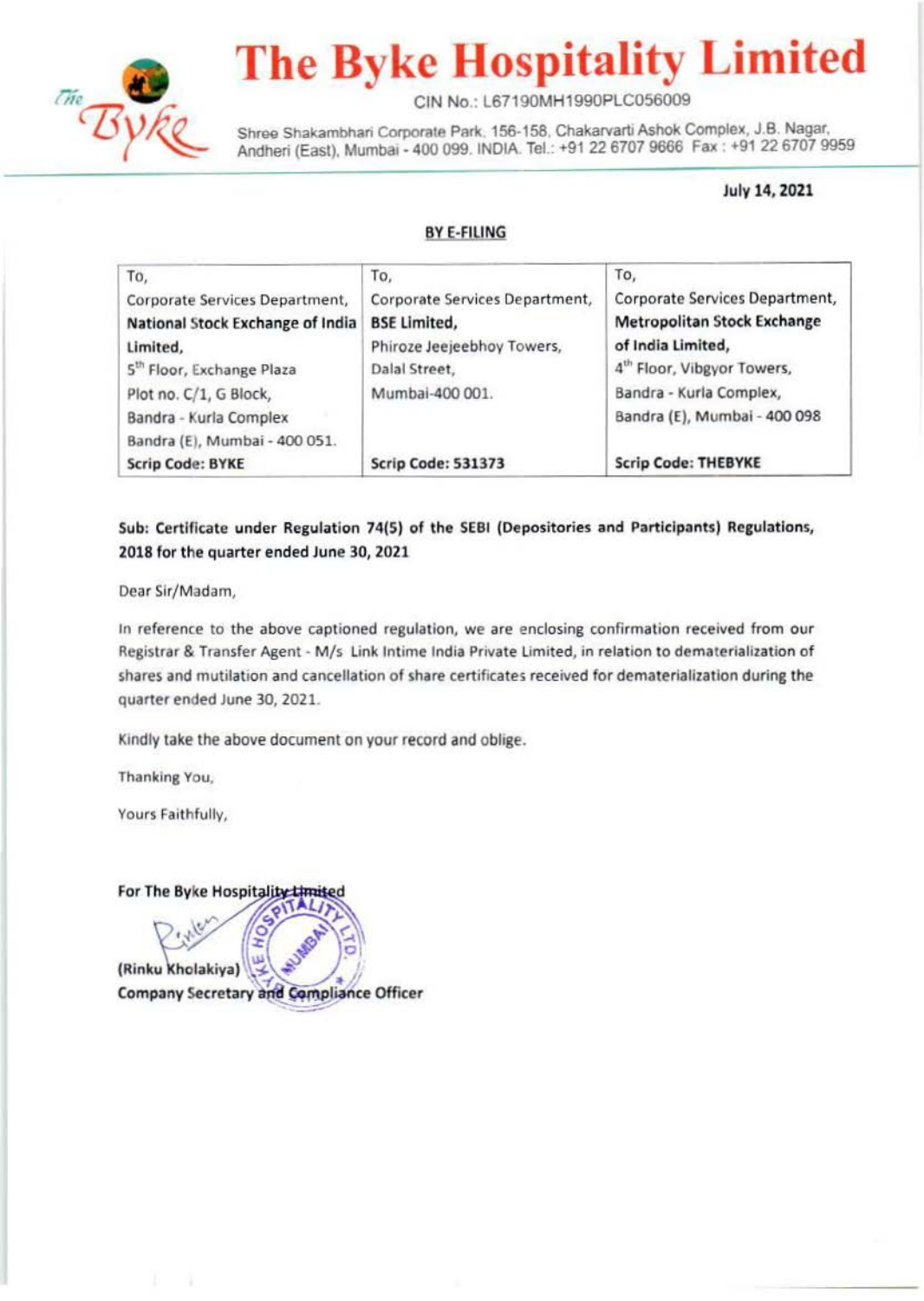# The Byke Hospitality Limited

CIN No.: L67190MH1990PLC056009

Shree Shakambhari Corporate Park, 156-158, Chakarvarti Ashok Complex, J.B. Nagar, Andheri (East), Mumbai - 400 099. INDIA. Tel.: +91 22 6707 9666 Fax : +91 22 6707 9959

July 14, 2021

**BY E-FILING**

| To, Corporate Services Department, **National Stock Exchange of India Limited,** 5th Floor, Exchange Plaza Plot no. C/1, G Block, Bandra - Kurla Complex Bandra (E), Mumbai - 400 051. **Scrip Code: BYKE** | To, Corporate Services Department, **BSE Limited,** Phiroze Jeejeebhoy Towers, Dalal Street, Mumbai-400 001. **Scrip Code: 531373** | To, Corporate Services Department, **Metropolitan Stock Exchange of India Limited,** 4th Floor, Vibgyor Towers, Bandra - Kurla Complex, Bandra (E), Mumbai - 400 098 **Scrip Code: THEBYKE** |
|---|---|---|

**Sub: Certificate under Regulation 74(5) of the SEBI (Depositories and Participants) Regulations, 2018 for the quarter ended June 30, 2021**

Dear Sir/Madam,

In reference to the above captioned regulation, we are enclosing confirmation received from our Registrar & Transfer Agent - M/s Link Intime India Private Limited, in relation to dematerialization of shares and mutilation and cancellation of share certificates received for dematerialization during the quarter ended June 30, 2021.

Kindly take the above document on your record and oblige.

Thanking You,

Yours Faithfully,

**For The Byke Hospitality Limited**

**(Rinku Kholakiya)**
**Company Secretary and Compliance Officer**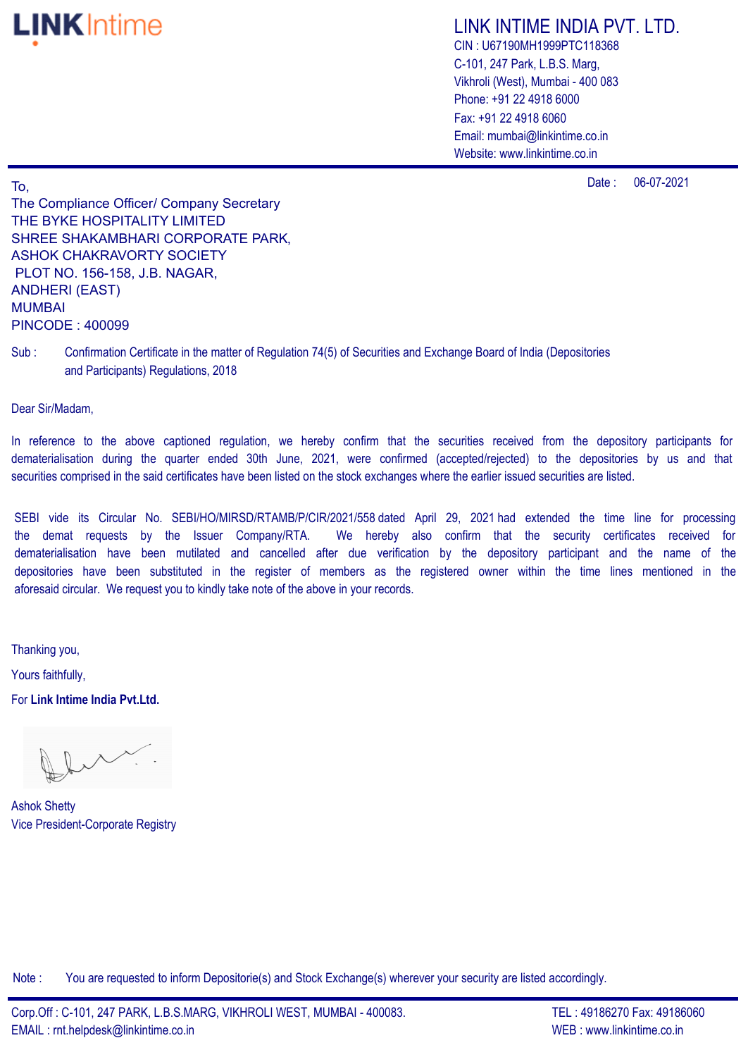# LINK Intime

**LINK INTIME INDIA PVT. LTD.**
CIN : U67190MH1999PTC118368
C-101, 247 Park, L.B.S. Marg,
Vikhroli (West), Mumbai - 400 083
Phone: +91 22 4918 6000
Fax: +91 22 4918 6060
Email: mumbai@linkintime.co.in
Website: www.linkintime.co.in

Date : 06-07-2021

To,
The Compliance Officer/ Company Secretary
THE BYKE HOSPITALITY LIMITED
SHREE SHAKAMBHARI CORPORATE PARK,
ASHOK CHAKRAVORTY SOCIETY
PLOT NO. 156-158, J.B. NAGAR,
ANDHERI (EAST)
MUMBAI
PINCODE : 400099

Sub : Confirmation Certificate in the matter of Regulation 74(5) of Securities and Exchange Board of India (Depositories and Participants) Regulations, 2018

Dear Sir/Madam,

In reference to the above captioned regulation, we hereby confirm that the securities received from the depository participants for dematerialisation during the quarter ended 30th June, 2021, were confirmed (accepted/rejected) to the depositories by us and that securities comprised in the said certificates have been listed on the stock exchanges where the earlier issued securities are listed.

SEBI vide its Circular No. SEBI/HO/MIRSD/RTAMB/P/CIR/2021/558 dated April 29, 2021 had extended the time line for processing the demat requests by the Issuer Company/RTA. We hereby also confirm that the security certificates received for dematerialisation have been mutilated and cancelled after due verification by the depository participant and the name of the depositories have been substituted in the register of members as the registered owner within the time lines mentioned in the aforesaid circular. We request you to kindly take note of the above in your records.

Thanking you,

Yours faithfully,

For **Link Intime India Pvt.Ltd.**

Ashok Shetty
Vice President-Corporate Registry

Note : You are requested to inform Depositorie(s) and Stock Exchange(s) wherever your security are listed accordingly.

Corp.Off : C-101, 247 PARK, L.B.S.MARG, VIKHROLI WEST, MUMBAI - 400083.
EMAIL : rnt.helpdesk@linkintime.co.in
TEL : 49186270 Fax: 49186060
WEB : www.linkintime.co.in